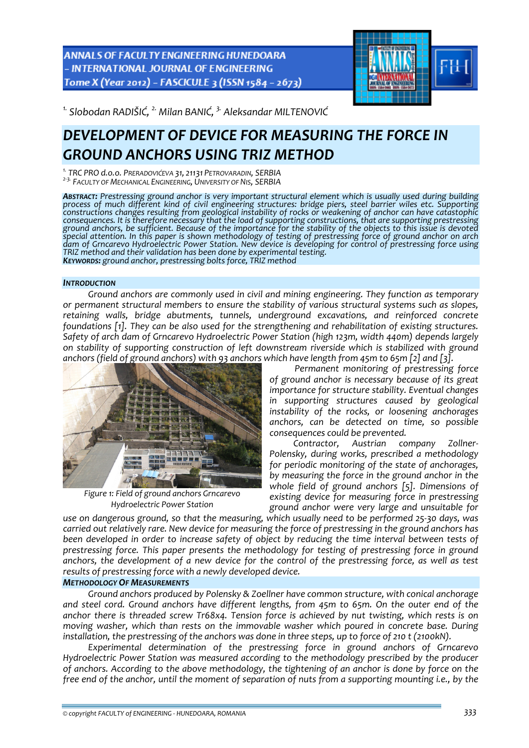[1.] Slobodan RADIŠIĆ, [2.] Milan BANIĆ, [3.] Aleksandar MILTENOVIĆ

# DEVELOPMENT OF DEVICE FOR MEASURING THE FORCE IN GROUND ANCHORS USING TRIZ METHOD

[1.] TRC PRO d.o.o. PRERADOVIĆEVA 31, 21131 PETROVARADIN, SERBIA
[2-3.] FACULTY OF MECHANICAL ENGINEERING, UNIVERSITY OF NIS, SERBIA

***ABSTRACT:*** *Prestressing ground anchor is very important structural element which is usually used during building process of much different kind of civil engineering structures: bridge piers, steel barrier wiles etc. Supporting constructions changes resulting from geological instability of rocks or weakening of anchor can have catastrophic consequences. It is therefore necessary that the load of supporting constructions, that are supporting prestressing ground anchors, be sufficient. Because of the importance for the stability of the objects to this issue is devoted special attention. In this paper is shown methodology of testing of prestressing force of ground anchor on arch dam of Grncarevo Hydroelectric Power Station. New device is developing for control of prestressing force using TRIZ method and their validation has been done by experimental testing.*
***KEYWORDS:*** *ground anchor, prestressing bolts force, TRIZ method*

## INTRODUCTION

Ground anchors are commonly used in civil and mining engineering. They function as temporary or permanent structural members to ensure the stability of various structural systems such as slopes, retaining walls, bridge abutments, tunnels, underground excavations, and reinforced concrete foundations [1]. They can be also used for the strengthening and rehabilitation of existing structures. Safety of arch dam of Grncarevo Hydroelectric Power Station (high 123m, width 440m) depends largely on stability of supporting construction of left downstream riverside which is stabilized with ground anchors (field of ground anchors) with 93 anchors which have length from 45m to 65m [2] and [3].

Figure 1: Field of ground anchors Grncarevo Hydroelectric Power Station

Permanent monitoring of prestressing force of ground anchor is necessary because of its great importance for structure stability. Eventual changes in supporting structures caused by geological instability of the rocks, or loosening anchorages anchors, can be detected on time, so possible consequences could be prevented.

Contractor, Austrian company Zollner-Polensky, during works, prescribed a methodology for periodic monitoring of the state of anchorages, by measuring the force in the ground anchor in the whole field of ground anchors [5]. Dimensions of existing device for measuring force in prestressing ground anchor were very large and unsuitable for use on dangerous ground, so that the measuring, which usually need to be performed 25-30 days, was carried out relatively rare. New device for measuring the force of prestressing in the ground anchors has been developed in order to increase safety of object by reducing the time interval between tests of prestressing force. This paper presents the methodology for testing of prestressing force in ground anchors, the development of a new device for the control of the prestressing force, as well as test results of prestressing force with a newly developed device.

## METHODOLOGY OF MEASUREMENTS

Ground anchors produced by Polensky & Zoellner have common structure, with conical anchorage and steel cord. Ground anchors have different lengths, from 45m to 65m. On the outer end of the anchor there is threaded screw Tr68x4. Tension force is achieved by nut twisting, which rests is on moving washer, which than rests on the immovable washer which poured in concrete base. During installation, the prestressing of the anchors was done in three steps, up to force of 210 t (2100kN).

Experimental determination of the prestressing force in ground anchors of Grncarevo Hydroelectric Power Station was measured according to the methodology prescribed by the producer of anchors. According to the above methodology, the tightening of an anchor is done by force on the free end of the anchor, until the moment of separation of nuts from a supporting mounting i.e., by the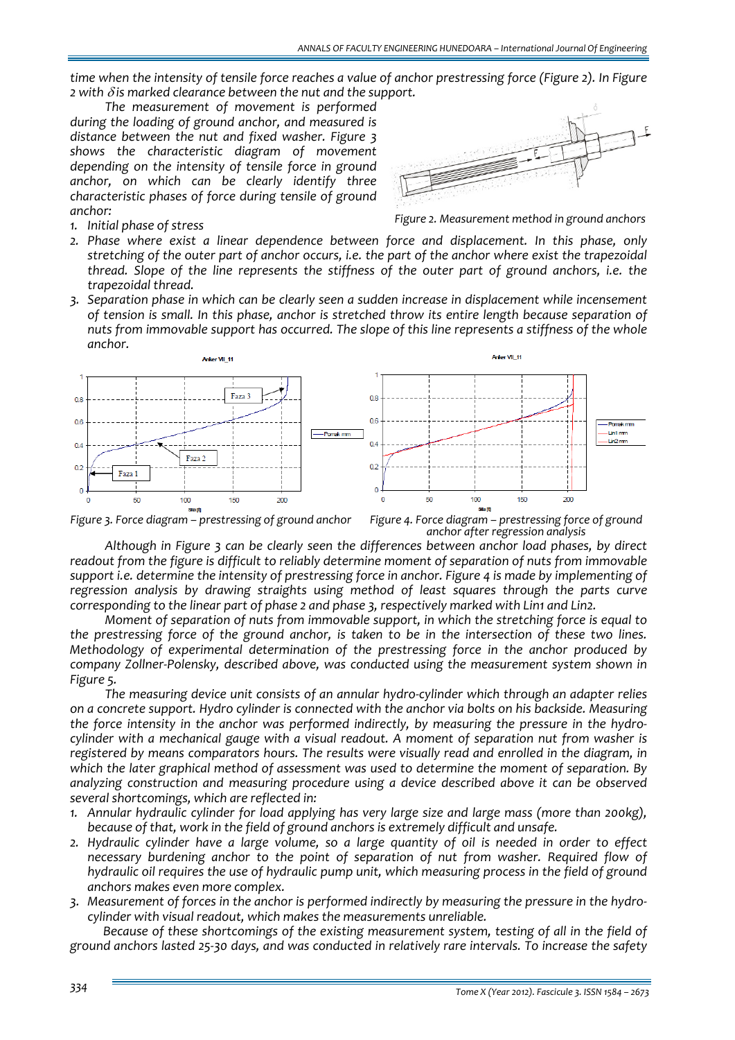*time when the intensity of tensile force reaches a value of anchor prestressing force (Figure 2). In Figure 2 with $\delta$ is marked clearance between the nut and the support.*

*The measurement of movement is performed during the loading of ground anchor, and measured is distance between the nut and fixed washer. Figure 3 shows the characteristic diagram of movement depending on the intensity of tensile force in ground anchor, on which can be clearly identify three characteristic phases of force during tensile of ground anchor:*

*Figure 2. Measurement method in ground anchors*

1. *Initial phase of stress*
2. *Phase where exist a linear dependence between force and displacement. In this phase, only stretching of the outer part of anchor occurs, i.e. the part of the anchor where exist the trapezoidal thread. Slope of the line represents the stiffness of the outer part of ground anchors, i.e. the trapezoidal thread.*
3. *Separation phase in which can be clearly seen a sudden increase in displacement while incensement of tension is small. In this phase, anchor is stretched throw its entire length because separation of nuts from immovable support has occurred. The slope of this line represents a stiffness of the whole anchor.*

*Figure 3. Force diagram – prestressing of ground anchor*

*Figure 4. Force diagram – prestressing force of ground anchor after regression analysis*

*Although in Figure 3 can be clearly seen the differences between anchor load phases, by direct readout from the figure is difficult to reliably determine moment of separation of nuts from immovable support i.e. determine the intensity of prestressing force in anchor. Figure 4 is made by implementing of regression analysis by drawing straights using method of least squares through the parts curve corresponding to the linear part of phase 2 and phase 3, respectively marked with Lin1 and Lin2.*

*Moment of separation of nuts from immovable support, in which the stretching force is equal to the prestressing force of the ground anchor, is taken to be in the intersection of these two lines. Methodology of experimental determination of the prestressing force in the anchor produced by company Zollner-Polensky, described above, was conducted using the measurement system shown in Figure 5.*

*The measuring device unit consists of an annular hydro-cylinder which through an adapter relies on a concrete support. Hydro cylinder is connected with the anchor via bolts on his backside. Measuring the force intensity in the anchor was performed indirectly, by measuring the pressure in the hydro-cylinder with a mechanical gauge with a visual readout. A moment of separation nut from washer is registered by means comparators hours. The results were visually read and enrolled in the diagram, in which the later graphical method of assessment was used to determine the moment of separation. By analyzing construction and measuring procedure using a device described above it can be observed several shortcomings, which are reflected in:*

1. *Annular hydraulic cylinder for load applying has very large size and large mass (more than 200kg), because of that, work in the field of ground anchors is extremely difficult and unsafe.*
2. *Hydraulic cylinder have a large volume, so a large quantity of oil is needed in order to effect necessary burdening anchor to the point of separation of nut from washer. Required flow of hydraulic oil requires the use of hydraulic pump unit, which measuring process in the field of ground anchors makes even more complex.*
3. *Measurement of forces in the anchor is performed indirectly by measuring the pressure in the hydro-cylinder with visual readout, which makes the measurements unreliable.*

*Because of these shortcomings of the existing measurement system, testing of all in the field of ground anchors lasted 25-30 days, and was conducted in relatively rare intervals. To increase the safety*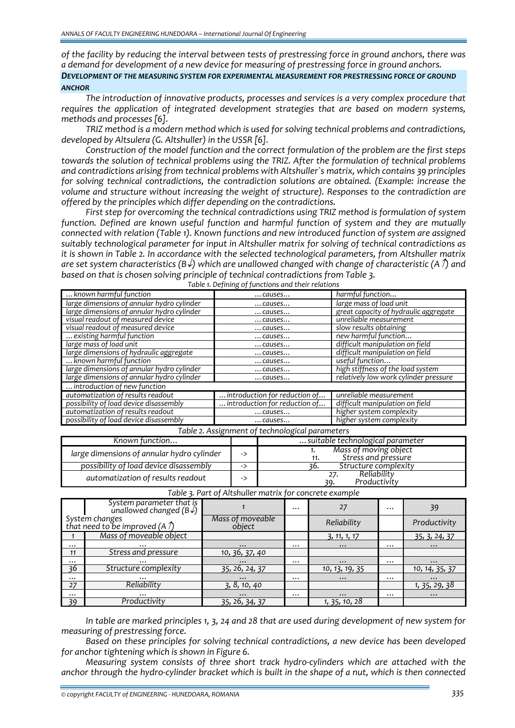*of the facility by reducing the interval between tests of prestressing force in ground anchors, there was a demand for development of a new device for measuring of prestressing force in ground anchors.*

## DEVELOPMENT OF THE MEASURING SYSTEM FOR EXPERIMENTAL MEASUREMENT FOR PRESTRESSING FORCE OF GROUND ANCHOR

*The introduction of innovative products, processes and services is a very complex procedure that requires the application of integrated development strategies that are based on modern systems, methods and processes [6].*

*TRIZ method is a modern method which is used for solving technical problems and contradictions, developed by Altsulera (G. Altshuller) in the USSR [6].*

*Construction of the model function and the correct formulation of the problem are the first steps towards the solution of technical problems using the TRIZ. After the formulation of technical problems and contradictions arising from technical problems with Altshuller`s matrix, which contains 39 principles for solving technical contradictions, the contradiction solutions are obtained. (Example: increase the volume and structure without increasing the weight of structure). Responses to the contradiction are offered by the principles which differ depending on the contradictions.*

*First step for overcoming the technical contradictions using TRIZ method is formulation of system function. Defined are known useful function and harmful function of system and they are mutually connected with relation (Table 1). Known functions and new introduced function of system are assigned suitably technological parameter for input in Altshuller matrix for solving of technical contradictions as it is shown in Table 2. In accordance with the selected technological parameters, from Altshuller matrix are set system characteristics (B↓) which are unallowed changed with change of characteristic (A↑) and based on that is chosen solving principle of technical contradictions from Table 3.*

*Table 1. Defining of functions and their relations*

| … known harmful function | … causes… | harmful function… |
|---|---|---|
| large dimensions of annular hydro cylinder | … causes… | large mass of load unit |
| large dimensions of annular hydro cylinder | … causes… | great capacity of hydraulic aggregate |
| visual readout of measured device | … causes… | unreliable measurement |
| visual readout of measured device | … causes… | slow results obtaining |
| … existing harmful function | … causes… | new harmful function… |
| large mass of load unit | … causes… | difficult manipulation on field |
| large dimensions of hydraulic aggregate | … causes… | difficult manipulation on field |
| … known harmful function | … causes… | useful function… |
| large dimensions of annular hydro cylinder | … causes… | high stiffness of the load system |
| large dimensions of annular hydro cylinder | … causes… | relatively low work cylinder pressure |
| … introduction of new function | | |
| automatization of results readout | … introduction for reduction of… | unreliable measurement |
| possibility of load device disassembly | … introduction for reduction of… | difficult manipulation on field |
| automatization of results readout | … causes… | higher system complexity |
| possibility of load device disassembly | … causes… | higher system complexity |

*Table 2. Assignment of technological parameters*

| Known function… | | … suitable technological parameter |
|---|---|---|
| large dimensions of annular hydro cylinder | -> | 1. Mass of moving object<br>11. Stress and pressure |
| possibility of load device disassembly | -> | 36. Structure complexity |
| automatization of results readout | -> | 27. Reliability<br>39. Productivity |

*Table 3. Part of Altshuller matrix for concrete example*

| | System parameter that is unallowed changed (B↓) / System changes that need to be improved (A↑) | 1 | … | 27 | … | 39 |
|---|---|---|---|---|---|---|
| | | Mass of moveable object | | Reliability | | Productivity |
| 1 | Mass of moveable object | | | <u>3</u>, 11, <u>1</u>, 17 | | 35, <u>3</u>, <u>24</u>, 37 |
| … | … | … | … | … | … | … |
| 11 | Stress and pressure | 10, 36, 37, 40 | | | | |
| … | … | … | … | … | … | … |
| 36 | Structure complexity | 35, 26, <u>24</u>, 37 | | 10, 13, 19, 35 | | 10, 14, 35, 37 |
| … | … | … | … | … | … | … |
| 27 | Reliability | <u>3</u>, 8, 10, 40 | | | | <u>1</u>, 35, 29, 38 |
| … | … | … | … | … | … | … |
| 39 | Productivity | 35, 26, 34, 37 | | <u>1</u>, 35, 10, <u>28</u> | | |

*In table are marked principles 1, 3, 24 and 28 that are used during development of new system for measuring of prestressing force.*

*Based on these principles for solving technical contradictions, a new device has been developed for anchor tightening which is shown in Figure 6.*

*Measuring system consists of three short track hydro-cylinders which are attached with the anchor through the hydro-cylinder bracket which is built in the shape of a nut, which is then connected*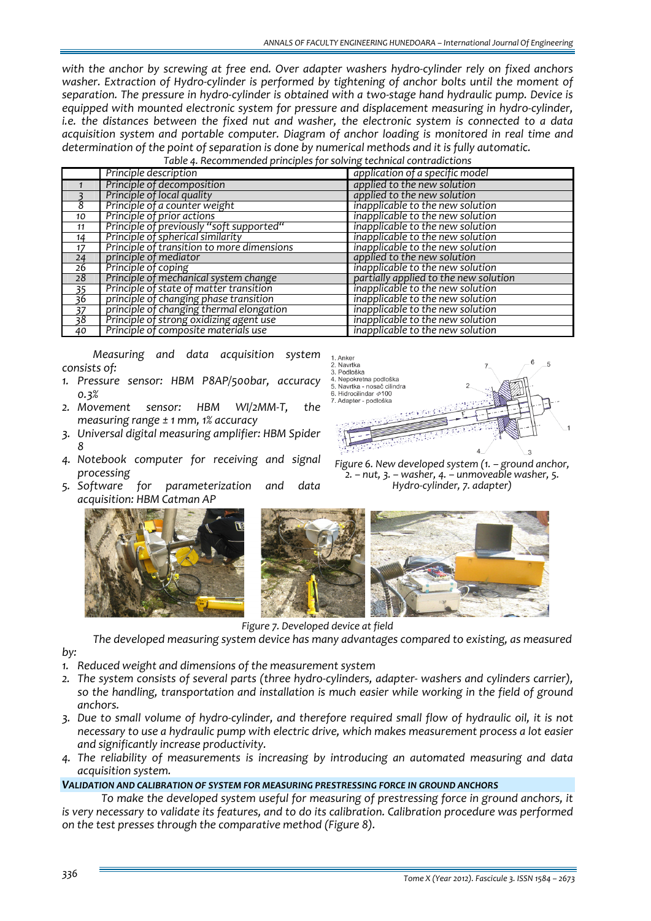*with the anchor by screwing at free end. Over adapter washers hydro-cylinder rely on fixed anchors washer. Extraction of Hydro-cylinder is performed by tightening of anchor bolts until the moment of separation. The pressure in hydro-cylinder is obtained with a two-stage hand hydraulic pump. Device is equipped with mounted electronic system for pressure and displacement measuring in hydro-cylinder, i.e. the distances between the fixed nut and washer, the electronic system is connected to a data acquisition system and portable computer. Diagram of anchor loading is monitored in real time and determination of the point of separation is done by numerical methods and it is fully automatic.*

*Table 4. Recommended principles for solving technical contradictions*

| | Principle description | application of a specific model |
|---|---|---|
| 1 | Principle of decomposition | applied to the new solution |
| 3 | Principle of local quality | applied to the new solution |
| 8 | Principle of a counter weight | inapplicable to the new solution |
| 10 | Principle of prior actions | inapplicable to the new solution |
| 11 | Principle of previously "soft supported" | inapplicable to the new solution |
| 14 | Principle of spherical similarity | inapplicable to the new solution |
| 17 | Principle of transition to more dimensions | inapplicable to the new solution |
| 24 | principle of mediator | applied to the new solution |
| 26 | Principle of coping | inapplicable to the new solution |
| 28 | Principle of mechanical system change | partially applied to the new solution |
| 35 | Principle of state of matter transition | inapplicable to the new solution |
| 36 | principle of changing phase transition | inapplicable to the new solution |
| 37 | principle of changing thermal elongation | inapplicable to the new solution |
| 38 | Principle of strong oxidizing agent use | inapplicable to the new solution |
| 40 | Principle of composite materials use | inapplicable to the new solution |

*Measuring and data acquisition system consists of:*

1. *Pressure sensor: HBM P8AP/500bar, accuracy 0.3%*
2. *Movement sensor: HBM WI/2MM-T, the measuring range ± 1 mm, 1% accuracy*
3. *Universal digital measuring amplifier: HBM Spider 8*
4. *Notebook computer for receiving and signal processing*
5. *Software for parameterization and data acquisition: HBM Catman AP*

*Figure 6. New developed system (1. – ground anchor, 2. – nut, 3. – washer, 4. – unmoveable washer, 5. Hydro-cylinder, 7. adapter)*

*Figure 7. Developed device at field*

*The developed measuring system device has many advantages compared to existing, as measured by:*

1. *Reduced weight and dimensions of the measurement system*
2. *The system consists of several parts (three hydro-cylinders, adapter- washers and cylinders carrier), so the handling, transportation and installation is much easier while working in the field of ground anchors.*
3. *Due to small volume of hydro-cylinder, and therefore required small flow of hydraulic oil, it is not necessary to use a hydraulic pump with electric drive, which makes measurement process a lot easier and significantly increase productivity.*
4. *The reliability of measurements is increasing by introducing an automated measuring and data acquisition system.*

### VALIDATION AND CALIBRATION OF SYSTEM FOR MEASURING PRESTRESSING FORCE IN GROUND ANCHORS

*To make the developed system useful for measuring of prestressing force in ground anchors, it is very necessary to validate its features, and to do its calibration. Calibration procedure was performed on the test presses through the comparative method (Figure 8).*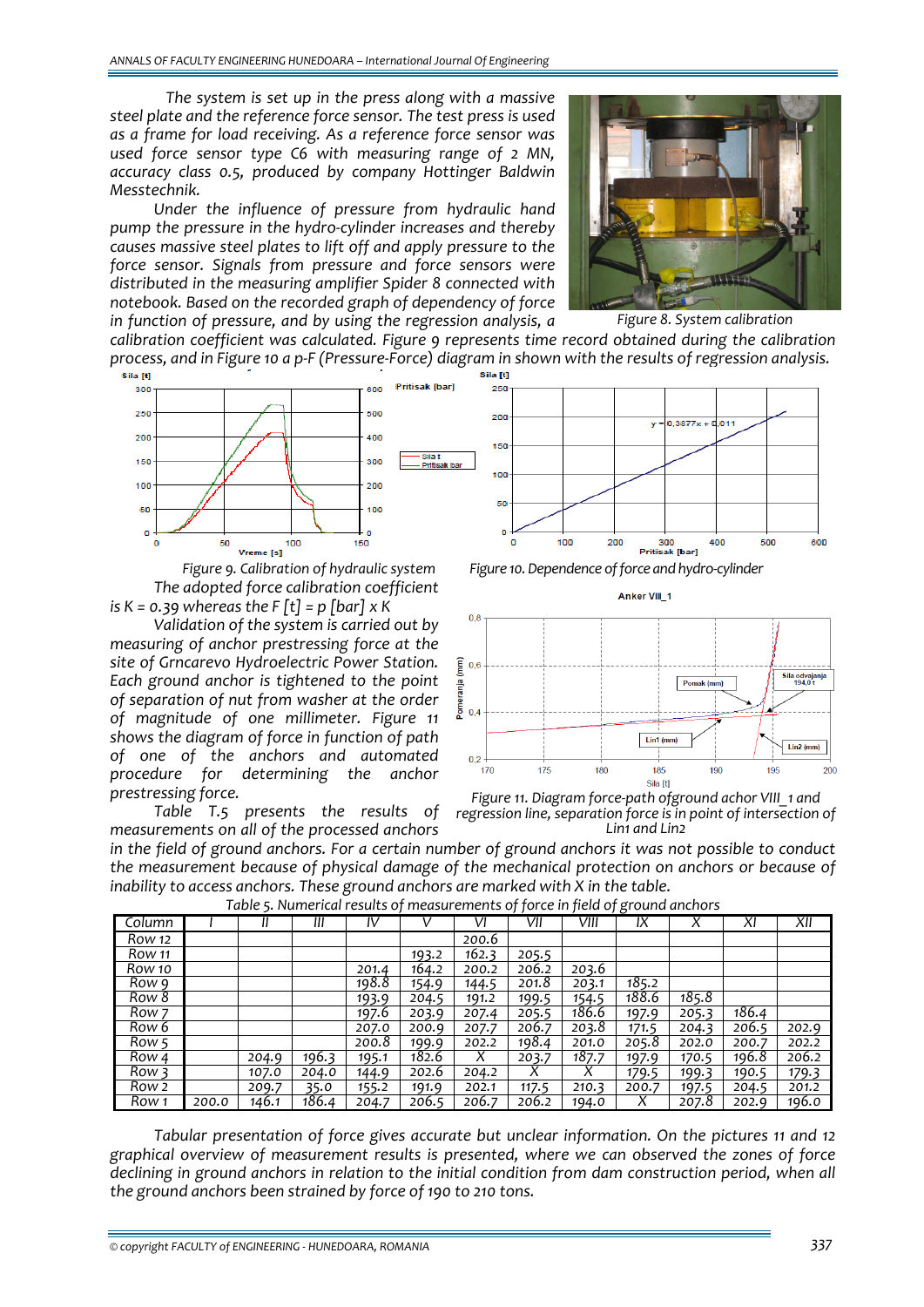The system is set up in the press along with a massive steel plate and the reference force sensor. The test press is used as a frame for load receiving. As a reference force sensor was used force sensor type C6 with measuring range of 2 MN, accuracy class 0.5, produced by company Hottinger Baldwin Messtechnik.

Under the influence of pressure from hydraulic hand pump the pressure in the hydro-cylinder increases and thereby causes massive steel plates to lift off and apply pressure to the force sensor. Signals from pressure and force sensors were distributed in the measuring amplifier Spider 8 connected with notebook. Based on the recorded graph of dependency of force in function of pressure, and by using the regression analysis, a calibration coefficient was calculated. Figure 9 represents time record obtained during the calibration process, and in Figure 10 a p-F (Pressure-Force) diagram in shown with the results of regression analysis.

Figure 8. System calibration

Figure 9. Calibration of hydraulic system

Figure 10. Dependence of force and hydro-cylinder

The adopted force calibration coefficient is K = 0.39 whereas the F [t] = p [bar] x K

Validation of the system is carried out by measuring of anchor prestressing force at the site of Grncarevo Hydroelectric Power Station. Each ground anchor is tightened to the point of separation of nut from washer at the order of magnitude of one millimeter. Figure 11 shows the diagram of force in function of path of one of the anchors and automated procedure for determining the anchor prestressing force.

Figure 11. Diagram force-path ofground achor VIII_1 and regression line, separation force is in point of intersection of Lin1 and Lin2

Table T.5 presents the results of measurements on all of the processed anchors in the field of ground anchors. For a certain number of ground anchors it was not possible to conduct the measurement because of physical damage of the mechanical protection on anchors or because of inability to access anchors. These ground anchors are marked with X in the table.

Table 5. Numerical results of measurements of force in field of ground anchors

| Column | I | II | III | IV | V | VI | VII | VIII | IX | X | XI | XII |
|---|---|---|---|---|---|---|---|---|---|---|---|---|
| Row 12 | | | | | | 200.6 | | | | | | |
| Row 11 | | | | | 193.2 | 162.3 | 205.5 | | | | | |
| Row 10 | | | | 201.4 | 164.2 | 200.2 | 206.2 | 203.6 | | | | |
| Row 9 | | | | 198.8 | 154.9 | 144.5 | 201.8 | 203.1 | 185.2 | | | |
| Row 8 | | | | 193.9 | 204.5 | 191.2 | 199.5 | 154.5 | 188.6 | 185.8 | | |
| Row 7 | | | | 197.6 | 203.9 | 207.4 | 205.5 | 186.6 | 197.9 | 205.3 | 186.4 | |
| Row 6 | | | | 207.0 | 200.9 | 207.7 | 206.7 | 203.8 | 171.5 | 204.3 | 206.5 | 202.9 |
| Row 5 | | | | 200.8 | 199.9 | 202.2 | 198.4 | 201.0 | 205.8 | 202.0 | 200.7 | 202.2 |
| Row 4 | | 204.9 | 196.3 | 195.1 | 182.6 | X | 203.7 | 187.7 | 197.9 | 170.5 | 196.8 | 206.2 |
| Row 3 | | 107.0 | 204.0 | 144.9 | 202.6 | 204.2 | X | X | 179.5 | 199.3 | 190.5 | 179.3 |
| Row 2 | | 209.7 | 35.0 | 155.2 | 191.9 | 202.1 | 117.5 | 210.3 | 200.7 | 197.5 | 204.5 | 201.2 |
| Row 1 | 200.0 | 146.1 | 186.4 | 204.7 | 206.5 | 206.7 | 206.2 | 194.0 | X | 207.8 | 202.9 | 196.0 |

Tabular presentation of force gives accurate but unclear information. On the pictures 11 and 12 graphical overview of measurement results is presented, where we can observed the zones of force declining in ground anchors in relation to the initial condition from dam construction period, when all the ground anchors been strained by force of 190 to 210 tons.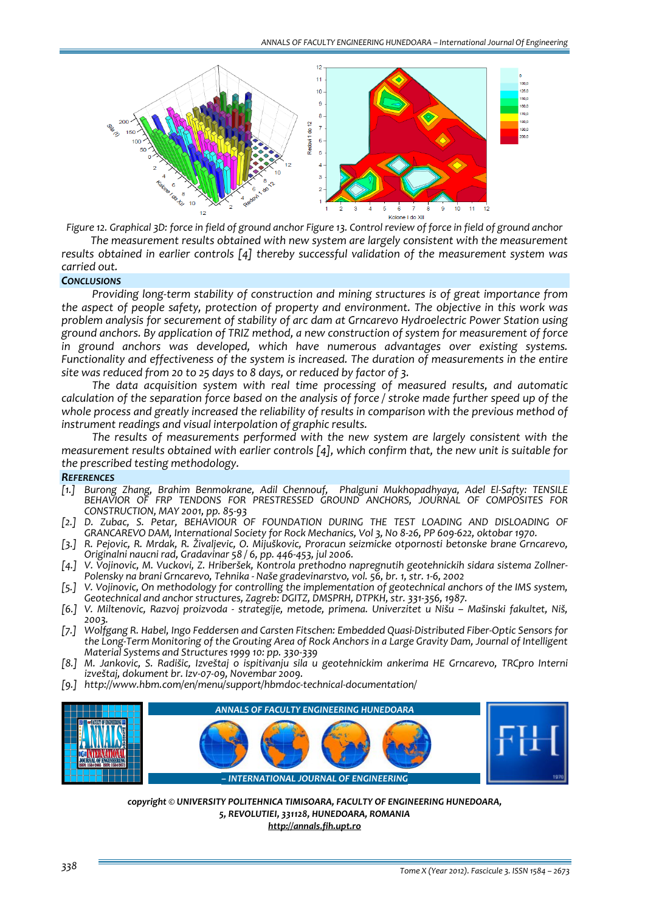Sila (t)
200
150
100
50
0
2
4
6
8
10
12
Kolone I do XII
2
4
6
8
10
12
Redovi 1 do 12

12
11
10
9
8
7
6
5
4
3
2
1
Redovi 1 do 12
1 2 3 4 5 6 7 8 9 10 11 12
Kolone I do XII

0
100,0
120,0
150,0
160,0
170,0
180,0
190,0
200,0

Figure 12. Graphical 3D: force in field of ground anchor Figure 13. Control review of force in field of ground anchor

*The measurement results obtained with new system are largely consistent with the measurement results obtained in earlier controls [4] thereby successful validation of the measurement system was carried out.*

## CONCLUSIONS

*Providing long-term stability of construction and mining structures is of great importance from the aspect of people safety, protection of property and environment. The objective in this work was problem analysis for securement of stability of arc dam at Grncarevo Hydroelectric Power Station using ground anchors. By application of TRIZ method, a new construction of system for measurement of force in ground anchors was developed, which have numerous advantages over existing systems. Functionality and effectiveness of the system is increased. The duration of measurements in the entire site was reduced from 20 to 25 days to 8 days, or reduced by factor of 3.*

*The data acquisition system with real time processing of measured results, and automatic calculation of the separation force based on the analysis of force / stroke made further speed up of the whole process and greatly increased the reliability of results in comparison with the previous method of instrument readings and visual interpolation of graphic results.*

*The results of measurements performed with the new system are largely consistent with the measurement results obtained with earlier controls [4], which confirm that, the new unit is suitable for the prescribed testing methodology.*

## REFERENCES

[1.] *Burong Zhang, Brahim Benmokrane, Adil Chennouf, Phalguni Mukhopadhyaya, Adel El-Safty: TENSILE BEHAVIOR OF FRP TENDONS FOR PRESTRESSED GROUND ANCHORS, JOURNAL OF COMPOSITES FOR CONSTRUCTION, MAY 2001, pp. 85-93*

[2.] *D. Zubac, S. Petar, BEHAVIOUR OF FOUNDATION DURING THE TEST LOADING AND DISLOADING OF GRANCAREVO DAM, International Society for Rock Mechanics, Vol 3, No 8-26, PP 609-622, oktobar 1970.*

[3.] *R. Pejovic, R. Mrdak, R. Živaljevic, O. Mijuškovic, Proracun seizmicke otpornosti betonske brane Grncarevo, Originalni naucni rad, Gradavinar 58 / 6, pp. 446-453, jul 2006.*

[4.] *V. Vojinovic, M. Vuckovi, Z. Hriberšek, Kontrola prethodno napregnutih geotehnickih sidara sistema Zollner-Polensky na brani Grncarevo, Tehnika - Naše gradevinarstvo, vol. 56, br. 1, str. 1-6, 2002*

[5.] *V. Vojinovic, On methodology for controlling the implementation of geotechnical anchors of the IMS system, Geotechnical and anchor structures, Zagreb: DGITZ, DMSPRH, DTPKH, str. 331-356, 1987.*

[6.] *V. Miltenovic, Razvoj proizvoda - strategije, metode, primena. Univerzitet u Nišu – Mašinski fakultet, Niš, 2003.*

[7.] *Wolfgang R. Habel, Ingo Feddersen and Carsten Fitschen: Embedded Quasi-Distributed Fiber-Optic Sensors for the Long-Term Monitoring of the Grouting Area of Rock Anchors in a Large Gravity Dam, Journal of Intelligent Material Systems and Structures 1999 10: pp. 330-339*

[8.] *M. Jankovic, S. Radišic, Izveštaj o ispitivanju sila u geotehnickim ankerima HE Grncarevo, TRCpro Interni izveštaj, dokument br. Izv-07-09, Novembar 2009.*

[9.] *http://www.hbm.com/en/menu/support/hbmdoc-technical-documentation/*

ANNALS OF FACULTY ENGINEERING HUNEDOARA
– INTERNATIONAL JOURNAL OF ENGINEERING

***copyright © UNIVERSITY POLITEHNICA TIMISOARA, FACULTY OF ENGINEERING HUNEDOARA, 5, REVOLUTIEI, 331128, HUNEDOARA, ROMANIA***
***http://annals.fih.upt.ro***